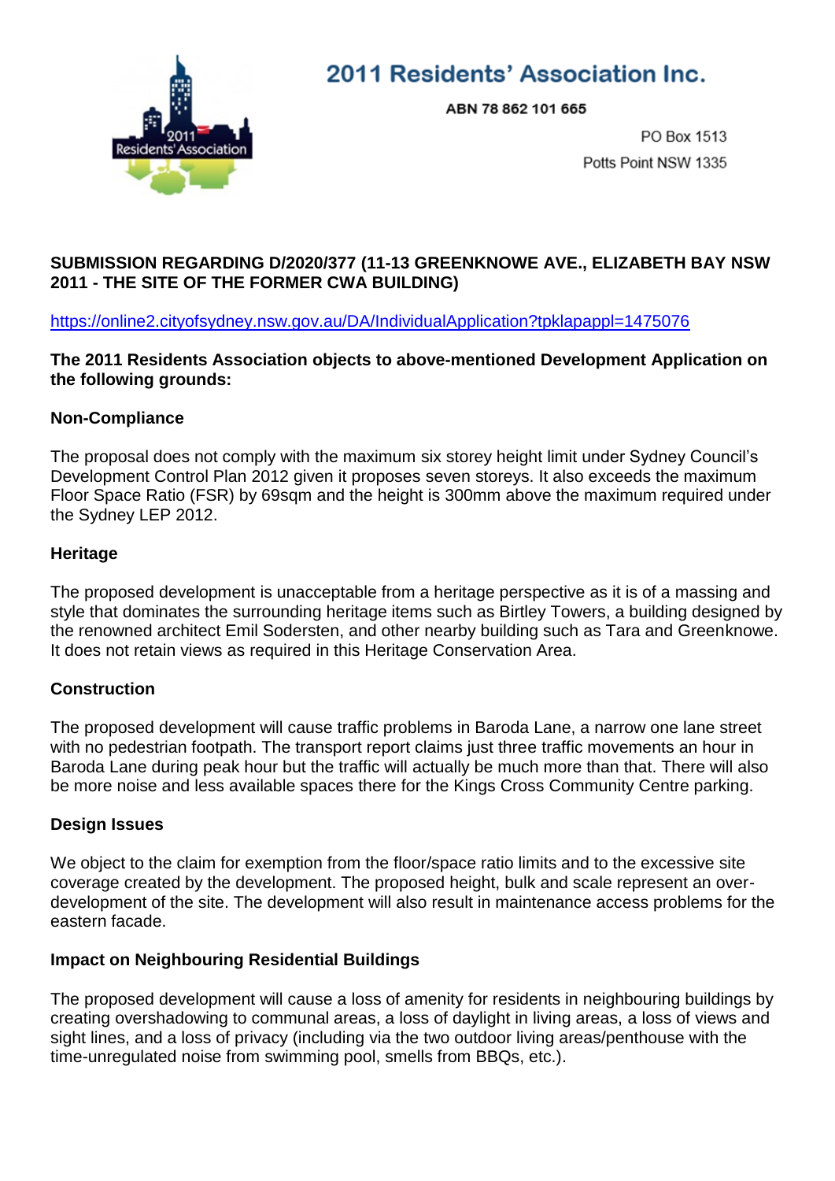# 2011 Residents' Association Inc.

ABN 78 862 101 665

PO Box 1513
Potts Point NSW 1335

**SUBMISSION REGARDING D/2020/377 (11-13 GREENKNOWE AVE., ELIZABETH BAY NSW 2011 - THE SITE OF THE FORMER CWA BUILDING)**

https://online2.cityofsydney.nsw.gov.au/DA/IndividualApplication?tpklapappl=1475076

**The 2011 Residents Association objects to above-mentioned Development Application on the following grounds:**

## Non-Compliance

The proposal does not comply with the maximum six storey height limit under Sydney Council's Development Control Plan 2012 given it proposes seven storeys. It also exceeds the maximum Floor Space Ratio (FSR) by 69sqm and the height is 300mm above the maximum required under the Sydney LEP 2012.

## Heritage

The proposed development is unacceptable from a heritage perspective as it is of a massing and style that dominates the surrounding heritage items such as Birtley Towers, a building designed by the renowned architect Emil Sodersten, and other nearby building such as Tara and Greenknowe. It does not retain views as required in this Heritage Conservation Area.

## Construction

The proposed development will cause traffic problems in Baroda Lane, a narrow one lane street with no pedestrian footpath. The transport report claims just three traffic movements an hour in Baroda Lane during peak hour but the traffic will actually be much more than that. There will also be more noise and less available spaces there for the Kings Cross Community Centre parking.

## Design Issues

We object to the claim for exemption from the floor/space ratio limits and to the excessive site coverage created by the development. The proposed height, bulk and scale represent an over-development of the site. The development will also result in maintenance access problems for the eastern facade.

## Impact on Neighbouring Residential Buildings

The proposed development will cause a loss of amenity for residents in neighbouring buildings by creating overshadowing to communal areas, a loss of daylight in living areas, a loss of views and sight lines, and a loss of privacy (including via the two outdoor living areas/penthouse with the time-unregulated noise from swimming pool, smells from BBQs, etc.).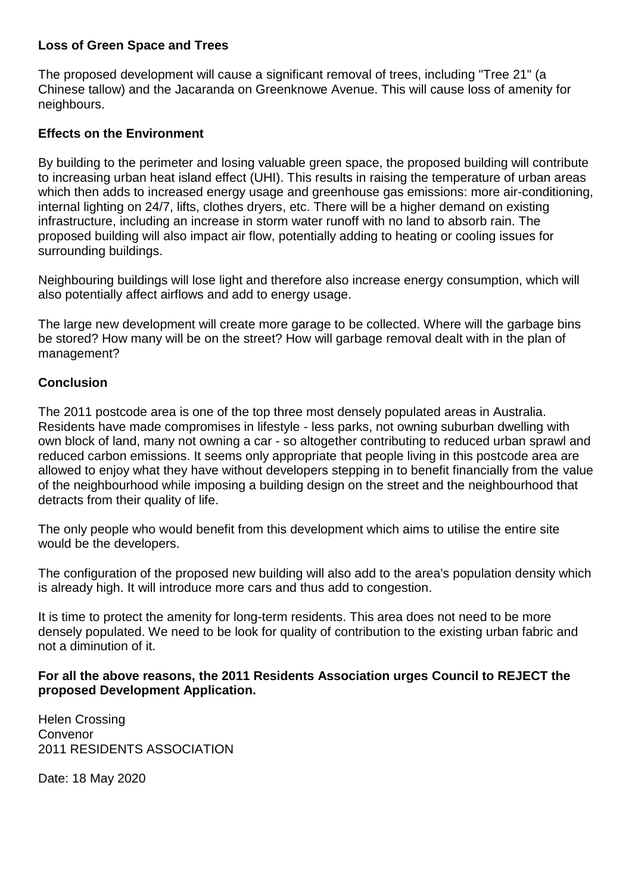**Loss of Green Space and Trees**

The proposed development will cause a significant removal of trees, including "Tree 21" (a Chinese tallow) and the Jacaranda on Greenknowe Avenue. This will cause loss of amenity for neighbours.

**Effects on the Environment**

By building to the perimeter and losing valuable green space, the proposed building will contribute to increasing urban heat island effect (UHI). This results in raising the temperature of urban areas which then adds to increased energy usage and greenhouse gas emissions: more air-conditioning, internal lighting on 24/7, lifts, clothes dryers, etc. There will be a higher demand on existing infrastructure, including an increase in storm water runoff with no land to absorb rain. The proposed building will also impact air flow, potentially adding to heating or cooling issues for surrounding buildings.

Neighbouring buildings will lose light and therefore also increase energy consumption, which will also potentially affect airflows and add to energy usage.

The large new development will create more garage to be collected. Where will the garbage bins be stored? How many will be on the street? How will garbage removal dealt with in the plan of management?

**Conclusion**

The 2011 postcode area is one of the top three most densely populated areas in Australia. Residents have made compromises in lifestyle - less parks, not owning suburban dwelling with own block of land, many not owning a car - so altogether contributing to reduced urban sprawl and reduced carbon emissions. It seems only appropriate that people living in this postcode area are allowed to enjoy what they have without developers stepping in to benefit financially from the value of the neighbourhood while imposing a building design on the street and the neighbourhood that detracts from their quality of life.

The only people who would benefit from this development which aims to utilise the entire site would be the developers.

The configuration of the proposed new building will also add to the area's population density which is already high. It will introduce more cars and thus add to congestion.

It is time to protect the amenity for long-term residents. This area does not need to be more densely populated. We need to be look for quality of contribution to the existing urban fabric and not a diminution of it.

**For all the above reasons, the 2011 Residents Association urges Council to REJECT the proposed Development Application.**

Helen Crossing
Convenor
2011 RESIDENTS ASSOCIATION

Date: 18 May 2020